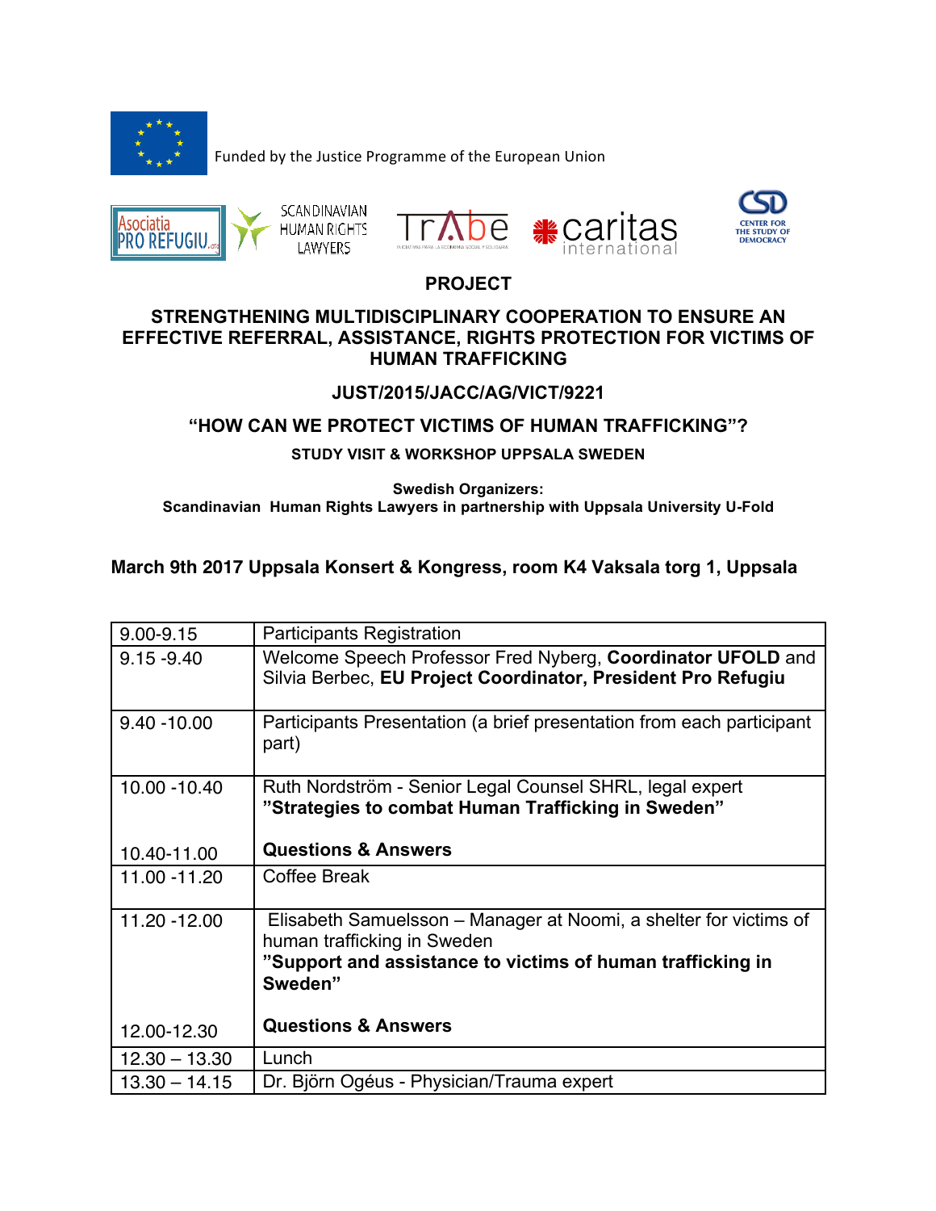Funded by the Justice Programme of the European Union

Asociatia PRO REFUGIU.org | SCANDINAVIAN HUMAN RIGHTS LAWYERS | TrAbe | caritas international | CSD CENTER FOR THE STUDY OF DEMOCRACY

# PROJECT

## STRENGTHENING MULTIDISCIPLINARY COOPERATION TO ENSURE AN EFFECTIVE REFERRAL, ASSISTANCE, RIGHTS PROTECTION FOR VICTIMS OF HUMAN TRAFFICKING

**JUST/2015/JACC/AG/VICT/9221**

**“HOW CAN WE PROTECT VICTIMS OF HUMAN TRAFFICKING”?**

**STUDY VISIT & WORKSHOP UPPSALA SWEDEN**

**Swedish Organizers:**
**Scandinavian Human Rights Lawyers in partnership with Uppsala University U-Fold**

**March 9th 2017 Uppsala Konsert & Kongress, room K4 Vaksala torg 1, Uppsala**

| | |
|---|---|
| 9.00-9.15 | Participants Registration |
| 9.15 -9.40 | Welcome Speech Professor Fred Nyberg, **Coordinator UFOLD** and Silvia Berbec, **EU Project Coordinator, President Pro Refugiu** |
| 9.40 -10.00 | Participants Presentation (a brief presentation from each participant part) |
| 10.00 -10.40 | Ruth Nordström - Senior Legal Counsel SHRL, legal expert **”Strategies to combat Human Trafficking in Sweden”** |
| 10.40-11.00 | **Questions & Answers** |
| 11.00 -11.20 | Coffee Break |
| 11.20 -12.00 | Elisabeth Samuelsson – Manager at Noomi, a shelter for victims of human trafficking in Sweden **”Support and assistance to victims of human trafficking in Sweden”** |
| 12.00-12.30 | **Questions & Answers** |
| 12.30 – 13.30 | Lunch |
| 13.30 – 14.15 | Dr. Björn Ogéus - Physician/Trauma expert |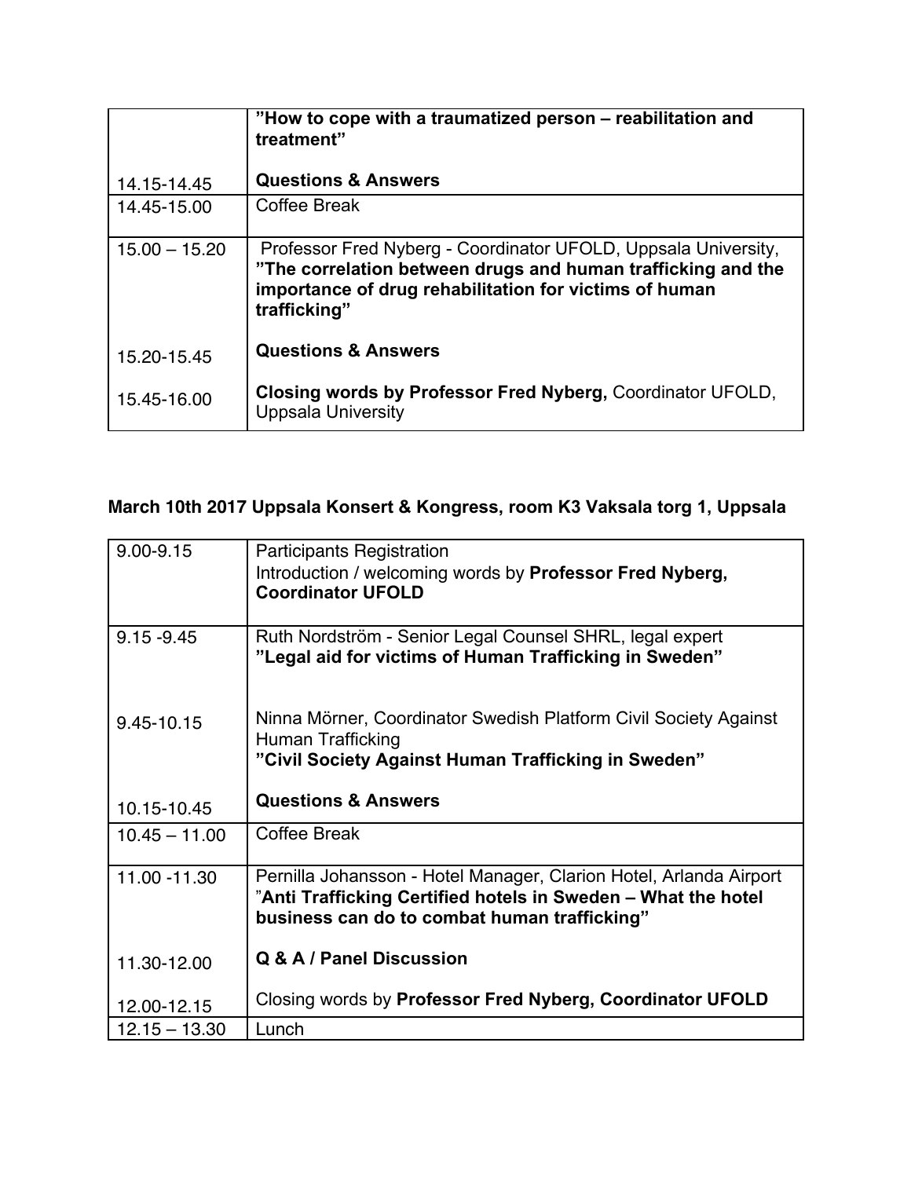| | |
|---|---|
| 14.15-14.45 | **"How to cope with a traumatized person – reabilitation and treatment"**<br><br>**Questions & Answers** |
| 14.45-15.00 | Coffee Break |
| 15.00 – 15.20<br><br>15.20-15.45<br><br>15.45-16.00 | Professor Fred Nyberg - Coordinator UFOLD, Uppsala University, **"The correlation between drugs and human trafficking and the importance of drug rehabilitation for victims of human trafficking"**<br><br>**Questions & Answers**<br><br>**Closing words by Professor Fred Nyberg,** Coordinator UFOLD, Uppsala University |

**March 10th 2017 Uppsala Konsert & Kongress, room K3 Vaksala torg 1, Uppsala**

| | |
|---|---|
| 9.00-9.15 | Participants Registration<br>Introduction / welcoming words by **Professor Fred Nyberg, Coordinator UFOLD** |
| 9.15 -9.45<br><br>9.45-10.15<br><br>10.15-10.45 | Ruth Nordström - Senior Legal Counsel SHRL, legal expert<br>**"Legal aid for victims of Human Trafficking in Sweden"**<br><br>Ninna Mörner, Coordinator Swedish Platform Civil Society Against Human Trafficking<br>**"Civil Society Against Human Trafficking in Sweden"**<br><br>**Questions & Answers** |
| 10.45 – 11.00 | Coffee Break |
| 11.00 -11.30<br><br>11.30-12.00<br><br>12.00-12.15 | Pernilla Johansson - Hotel Manager, Clarion Hotel, Arlanda Airport<br>"**Anti Trafficking Certified hotels in Sweden – What the hotel business can do to combat human trafficking"**<br><br>**Q & A / Panel Discussion**<br><br>Closing words by **Professor Fred Nyberg, Coordinator UFOLD** |
| 12.15 – 13.30 | Lunch |